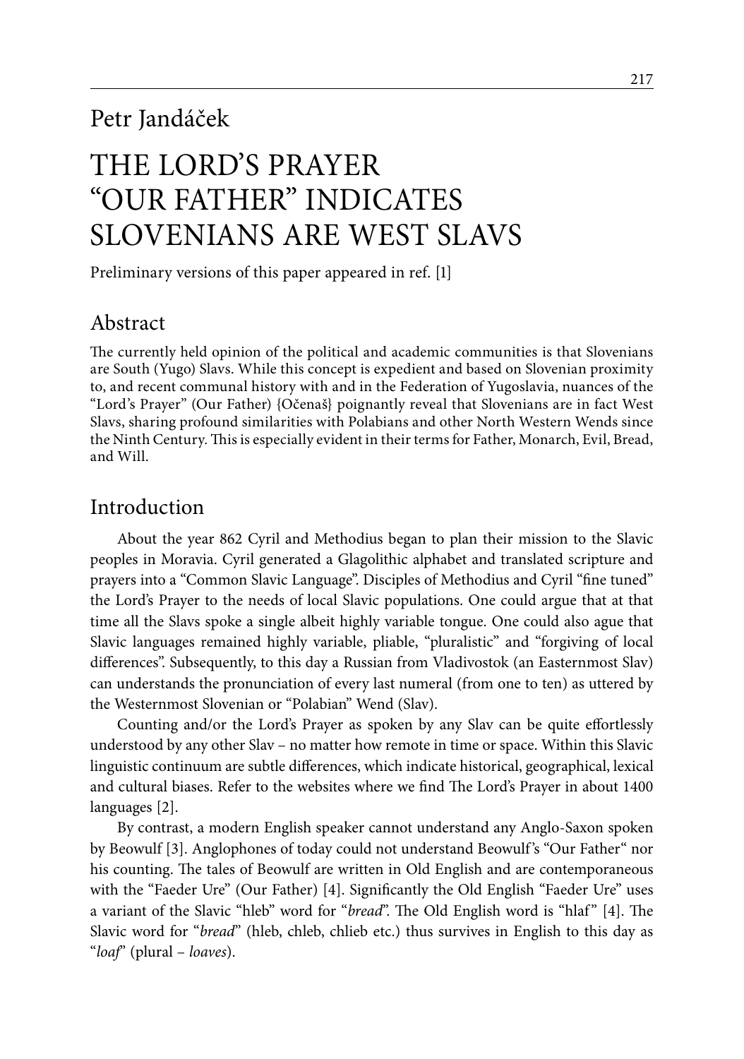Petr Jandáček

# THE LORD'S PRAYER "OUR FATHER" INDICATES SLOVENIANS ARE WEST SLAVS

Preliminary versions of this paper appeared in ref. [1]

## Abstract

The currently held opinion of the political and academic communities is that Slovenians are South (Yugo) Slavs. While this concept is expedient and based on Slovenian proximity to, and recent communal history with and in the Federation of Yugoslavia, nuances of the "Lord's Prayer" (Our Father) {Očenaš} poignantly reveal that Slovenians are in fact West Slavs, sharing profound similarities with Polabians and other North Western Wends since the Ninth Century. This is especially evident in their terms for Father, Monarch, Evil, Bread, and Will.

## Introduction

About the year 862 Cyril and Methodius began to plan their mission to the Slavic peoples in Moravia. Cyril generated a Glagolithic alphabet and translated scripture and prayers into a "Common Slavic Language". Disciples of Methodius and Cyril "fine tuned" the Lord's Prayer to the needs of local Slavic populations. One could argue that at that time all the Slavs spoke a single albeit highly variable tongue. One could also ague that Slavic languages remained highly variable, pliable, "pluralistic" and "forgiving of local differences". Subsequently, to this day a Russian from Vladivostok (an Easternmost Slav) can understands the pronunciation of every last numeral (from one to ten) as uttered by the Westernmost Slovenian or "Polabian" Wend (Slav).

Counting and/or the Lord's Prayer as spoken by any Slav can be quite effortlessly understood by any other Slav – no matter how remote in time or space. Within this Slavic linguistic continuum are subtle differences, which indicate historical, geographical, lexical and cultural biases. Refer to the websites where we find The Lord's Prayer in about 1400 languages [2].

By contrast, a modern English speaker cannot understand any Anglo-Saxon spoken by Beowulf [3]. Anglophones of today could not understand Beowulf's "Our Father" nor his counting. The tales of Beowulf are written in Old English and are contemporaneous with the "Faeder Ure" (Our Father) [4]. Significantly the Old English "Faeder Ure" uses a variant of the Slavic "hleb" word for "*bread*". The Old English word is "hlaf" [4]. The Slavic word for "*bread*" (hleb, chleb, chlieb etc.) thus survives in English to this day as "*loaf*" (plural – *loaves*).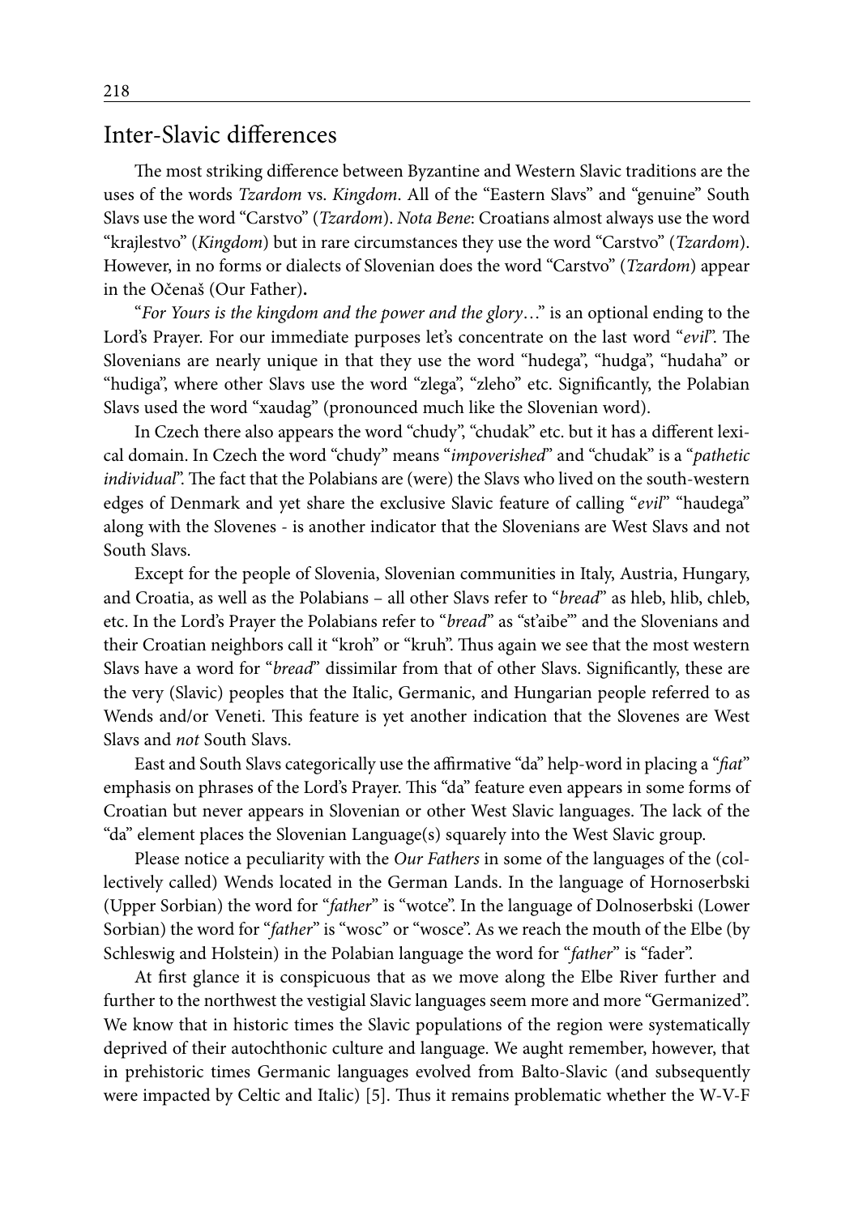## Inter-Slavic differences

The most striking difference between Byzantine and Western Slavic traditions are the uses of the words *Tzardom* vs. *Kingdom*. All of the "Eastern Slavs" and "genuine" South Slavs use the word "Carstvo" (*Tzardom*). *Nota Bene*: Croatians almost always use the word "krajlestvo" (*Kingdom*) but in rare circumstances they use the word "Carstvo" (*Tzardom*). However, in no forms or dialects of Slovenian does the word "Carstvo" (*Tzardom*) appear in the Očenaš (Our Father)**.**

"*For Yours is the kingdom and the power and the glory*…" is an optional ending to the Lord's Prayer. For our immediate purposes let's concentrate on the last word "*evil*". The Slovenians are nearly unique in that they use the word "hudega", "hudga", "hudaha" or "hudiga", where other Slavs use the word "zlega", "zleho" etc. Significantly, the Polabian Slavs used the word "xaudag" (pronounced much like the Slovenian word).

In Czech there also appears the word "chudy", "chudak" etc. but it has a different lexical domain. In Czech the word "chudy" means "*impoverished*" and "chudak" is a "*pathetic individual*". The fact that the Polabians are (were) the Slavs who lived on the south-western edges of Denmark and yet share the exclusive Slavic feature of calling "*evil*" "haudega" along with the Slovenes - is another indicator that the Slovenians are West Slavs and not South Slavs.

Except for the people of Slovenia, Slovenian communities in Italy, Austria, Hungary, and Croatia, as well as the Polabians – all other Slavs refer to "*bread*" as hleb, hlib, chleb, etc. In the Lord's Prayer the Polabians refer to "*bread*" as "sťaibe'" and the Slovenians and their Croatian neighbors call it "kroh" or "kruh". Thus again we see that the most western Slavs have a word for "*bread*" dissimilar from that of other Slavs. Significantly, these are the very (Slavic) peoples that the Italic, Germanic, and Hungarian people referred to as Wends and/or Veneti. This feature is yet another indication that the Slovenes are West Slavs and *not* South Slavs.

East and South Slavs categorically use the affirmative "da" help-word in placing a "*fiat*" emphasis on phrases of the Lord's Prayer. This "da" feature even appears in some forms of Croatian but never appears in Slovenian or other West Slavic languages. The lack of the "da" element places the Slovenian Language(s) squarely into the West Slavic group.

Please notice a peculiarity with the *Our Fathers* in some of the languages of the (collectively called) Wends located in the German Lands. In the language of Hornoserbski (Upper Sorbian) the word for "*father*" is "wotce". In the language of Dolnoserbski (Lower Sorbian) the word for "*father*" is "wosc" or "wosce". As we reach the mouth of the Elbe (by Schleswig and Holstein) in the Polabian language the word for "*father*" is "fader".

At first glance it is conspicuous that as we move along the Elbe River further and further to the northwest the vestigial Slavic languages seem more and more "Germanized". We know that in historic times the Slavic populations of the region were systematically deprived of their autochthonic culture and language. We aught remember, however, that in prehistoric times Germanic languages evolved from Balto-Slavic (and subsequently were impacted by Celtic and Italic) [5]. Thus it remains problematic whether the W-V-F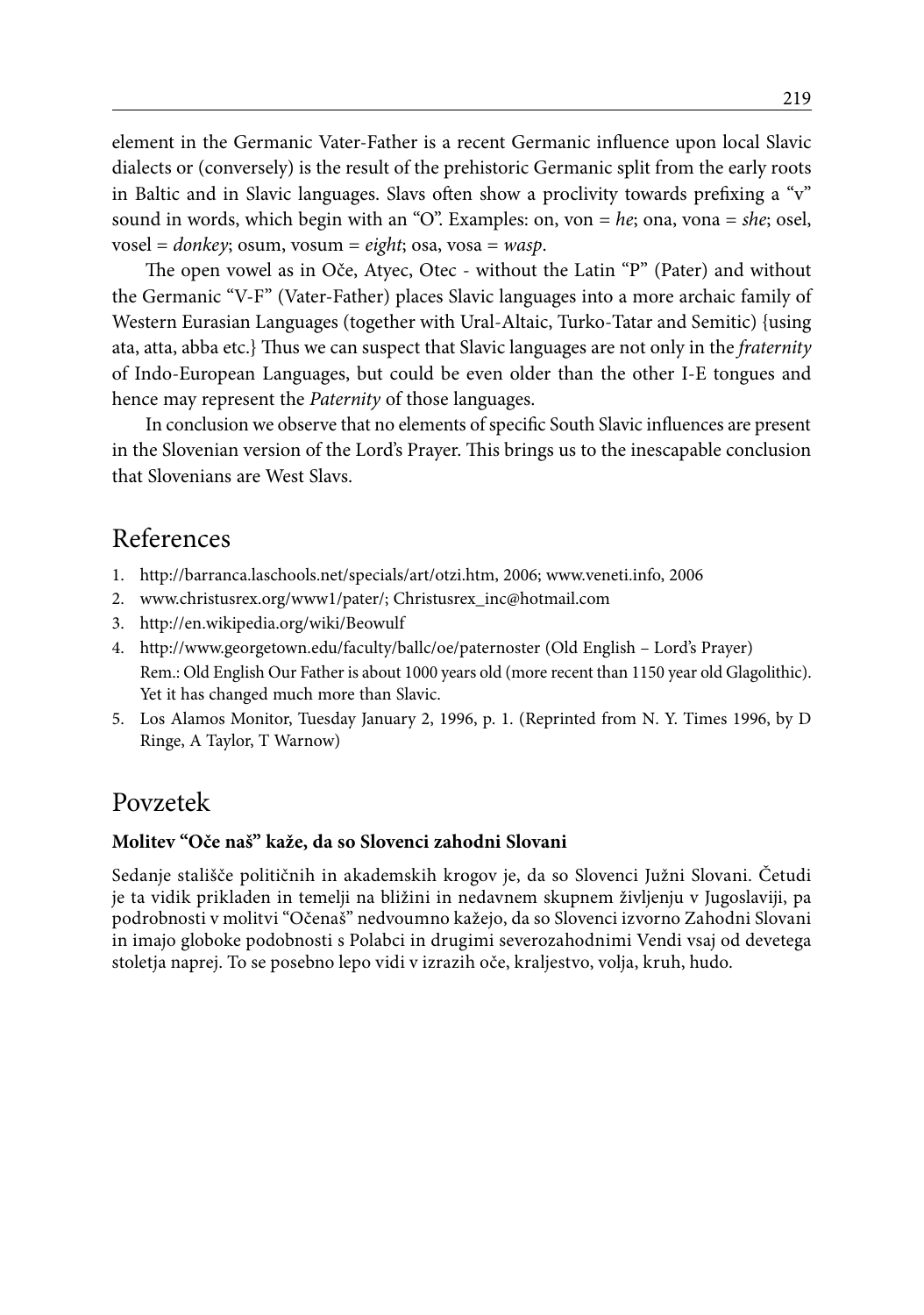element in the Germanic Vater-Father is a recent Germanic influence upon local Slavic dialects or (conversely) is the result of the prehistoric Germanic split from the early roots in Baltic and in Slavic languages. Slavs often show a proclivity towards prefixing a "v" sound in words, which begin with an "O". Examples: on, von = *he*; ona, vona = *she*; osel, vosel = *donkey*; osum, vosum = *eight*; osa, vosa = *wasp*.

The open vowel as in Oče, Atyec, Otec - without the Latin "P" (Pater) and without the Germanic "V-F" (Vater-Father) places Slavic languages into a more archaic family of Western Eurasian Languages (together with Ural-Altaic, Turko-Tatar and Semitic) {using ata, atta, abba etc.} Thus we can suspect that Slavic languages are not only in the *fraternity* of Indo-European Languages, but could be even older than the other I-E tongues and hence may represent the *Paternity* of those languages.

In conclusion we observe that no elements of specific South Slavic influences are present in the Slovenian version of the Lord's Prayer. This brings us to the inescapable conclusion that Slovenians are West Slavs.

## References

1. http://barranca.laschools.net/specials/art/otzi.htm, 2006; www.veneti.info, 2006
2. www.christusrex.org/www1/pater/; Christusrex_inc@hotmail.com
3. http://en.wikipedia.org/wiki/Beowulf
4. http://www.georgetown.edu/faculty/ballc/oe/paternoster (Old English – Lord's Prayer)
   Rem.: Old English Our Father is about 1000 years old (more recent than 1150 year old Glagolithic). Yet it has changed much more than Slavic.
5. Los Alamos Monitor, Tuesday January 2, 1996, p. 1. (Reprinted from N. Y. Times 1996, by D Ringe, A Taylor, T Warnow)

## Povzetek

**Molitev "Oče naš" kaže, da so Slovenci zahodni Slovani**

Sedanje stališče političnih in akademskih krogov je, da so Slovenci Južni Slovani. Četudi je ta vidik prikladen in temelji na bližini in nedavnem skupnem življenju v Jugoslaviji, pa podrobnosti v molitvi "Očenaš" nedvoumno kažejo, da so Slovenci izvorno Zahodni Slovani in imajo globoke podobnosti s Polabci in drugimi severozahodnimi Vendi vsaj od devetega stoletja naprej. To se posebno lepo vidi v izrazih oče, kraljestvo, volja, kruh, hudo.